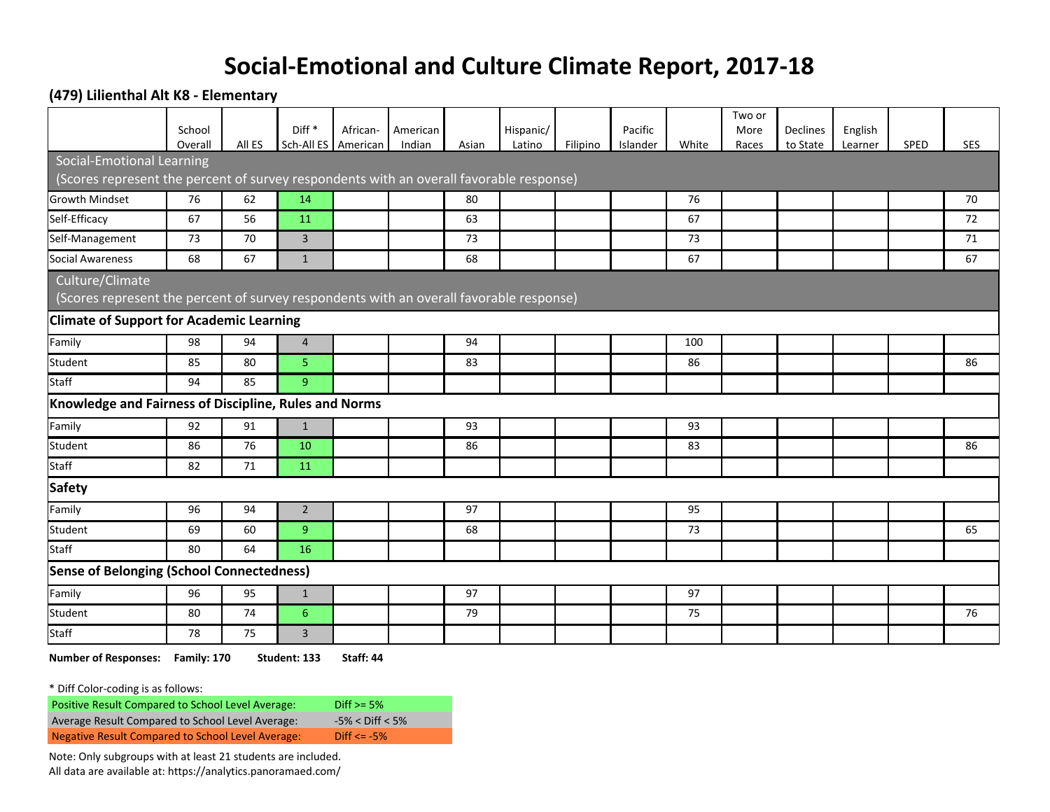# Social-Emotional and Culture Climate Report, 2017-18

## (479) Lilienthal Alt K8 - Elementary

| | School Overall | All ES | Diff * Sch-All ES | African-American | American Indian | Asian | Hispanic/ Latino | Filipino | Pacific Islander | White | Two or More Races | Declines to State | English Learner | SPED | SES |
|---|---|---|---|---|---|---|---|---|---|---|---|---|---|---|---|
| **Social-Emotional Learning** (Scores represent the percent of survey respondents with an overall favorable response) | | | | | | | | | | | | | | | |
| Growth Mindset | 76 | 62 | 14 | | | 80 | | | | 76 | | | | | 70 |
| Self-Efficacy | 67 | 56 | 11 | | | 63 | | | | 67 | | | | | 72 |
| Self-Management | 73 | 70 | 3 | | | 73 | | | | 73 | | | | | 71 |
| Social Awareness | 68 | 67 | 1 | | | 68 | | | | 67 | | | | | 67 |
| **Culture/Climate** (Scores represent the percent of survey respondents with an overall favorable response) | | | | | | | | | | | | | | | |
| **Climate of Support for Academic Learning** | | | | | | | | | | | | | | | |
| Family | 98 | 94 | 4 | | | 94 | | | | 100 | | | | | |
| Student | 85 | 80 | 5 | | | 83 | | | | 86 | | | | | 86 |
| Staff | 94 | 85 | 9 | | | | | | | | | | | | |
| **Knowledge and Fairness of Discipline, Rules and Norms** | | | | | | | | | | | | | | | |
| Family | 92 | 91 | 1 | | | 93 | | | | 93 | | | | | |
| Student | 86 | 76 | 10 | | | 86 | | | | 83 | | | | | 86 |
| Staff | 82 | 71 | 11 | | | | | | | | | | | | |
| **Safety** | | | | | | | | | | | | | | | |
| Family | 96 | 94 | 2 | | | 97 | | | | 95 | | | | | |
| Student | 69 | 60 | 9 | | | 68 | | | | 73 | | | | | 65 |
| Staff | 80 | 64 | 16 | | | | | | | | | | | | |
| **Sense of Belonging (School Connectedness)** | | | | | | | | | | | | | | | |
| Family | 96 | 95 | 1 | | | 97 | | | | 97 | | | | | |
| Student | 80 | 74 | 6 | | | 79 | | | | 75 | | | | | 76 |
| Staff | 78 | 75 | 3 | | | | | | | | | | | | |

**Number of Responses: Family: 170 Student: 133 Staff: 44**

* Diff Color-coding is as follows:

| | |
|---|---|
| Positive Result Compared to School Level Average: | Diff >= 5% |
| Average Result Compared to School Level Average: | -5% < Diff < 5% |
| Negative Result Compared to School Level Average: | Diff <= -5% |

Note: Only subgroups with at least 21 students are included.

All data are available at: https://analytics.panoramaed.com/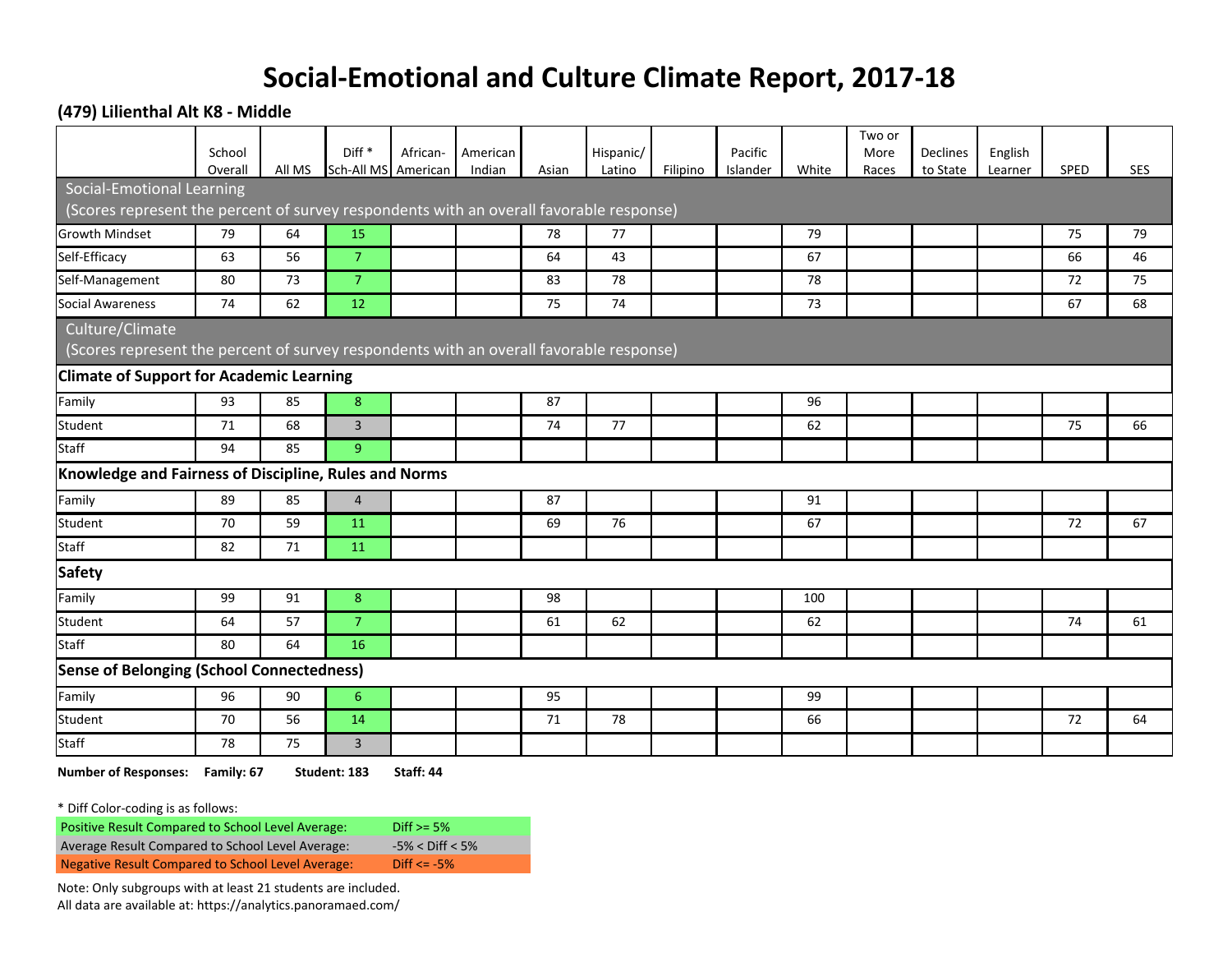# Social-Emotional and Culture Climate Report, 2017-18

## (479) Lilienthal Alt K8 - Middle

| | School Overall | All MS | Diff * Sch-All MS | African-American | American Indian | Asian | Hispanic/ Latino | Filipino | Pacific Islander | White | Two or More Races | Declines to State | English Learner | SPED | SES |
|---|---|---|---|---|---|---|---|---|---|---|---|---|---|---|---|
| Social-Emotional Learning (Scores represent the percent of survey respondents with an overall favorable response) | | | | | | | | | | | | | | | |
| Growth Mindset | 79 | 64 | 15 | | | 78 | 77 | | | 79 | | | | 75 | 79 |
| Self-Efficacy | 63 | 56 | 7 | | | 64 | 43 | | | 67 | | | | 66 | 46 |
| Self-Management | 80 | 73 | 7 | | | 83 | 78 | | | 78 | | | | 72 | 75 |
| Social Awareness | 74 | 62 | 12 | | | 75 | 74 | | | 73 | | | | 67 | 68 |
| Culture/Climate (Scores represent the percent of survey respondents with an overall favorable response) | | | | | | | | | | | | | | | |
| **Climate of Support for Academic Learning** | | | | | | | | | | | | | | | |
| Family | 93 | 85 | 8 | | | 87 | | | | 96 | | | | | |
| Student | 71 | 68 | 3 | | | 74 | 77 | | | 62 | | | | 75 | 66 |
| Staff | 94 | 85 | 9 | | | | | | | | | | | | |
| **Knowledge and Fairness of Discipline, Rules and Norms** | | | | | | | | | | | | | | | |
| Family | 89 | 85 | 4 | | | 87 | | | | 91 | | | | | |
| Student | 70 | 59 | 11 | | | 69 | 76 | | | 67 | | | | 72 | 67 |
| Staff | 82 | 71 | 11 | | | | | | | | | | | | |
| **Safety** | | | | | | | | | | | | | | | |
| Family | 99 | 91 | 8 | | | 98 | | | | 100 | | | | | |
| Student | 64 | 57 | 7 | | | 61 | 62 | | | 62 | | | | 74 | 61 |
| Staff | 80 | 64 | 16 | | | | | | | | | | | | |
| **Sense of Belonging (School Connectedness)** | | | | | | | | | | | | | | | |
| Family | 96 | 90 | 6 | | | 95 | | | | 99 | | | | | |
| Student | 70 | 56 | 14 | | | 71 | 78 | | | 66 | | | | 72 | 64 |
| Staff | 78 | 75 | 3 | | | | | | | | | | | | |

**Number of Responses: Family: 67 Student: 183 Staff: 44**

\* Diff Color-coding is as follows:

| | |
|---|---|
| Positive Result Compared to School Level Average: | Diff >= 5% |
| Average Result Compared to School Level Average: | -5% < Diff < 5% |
| Negative Result Compared to School Level Average: | Diff <= -5% |

Note: Only subgroups with at least 21 students are included.
All data are available at: https://analytics.panoramaed.com/